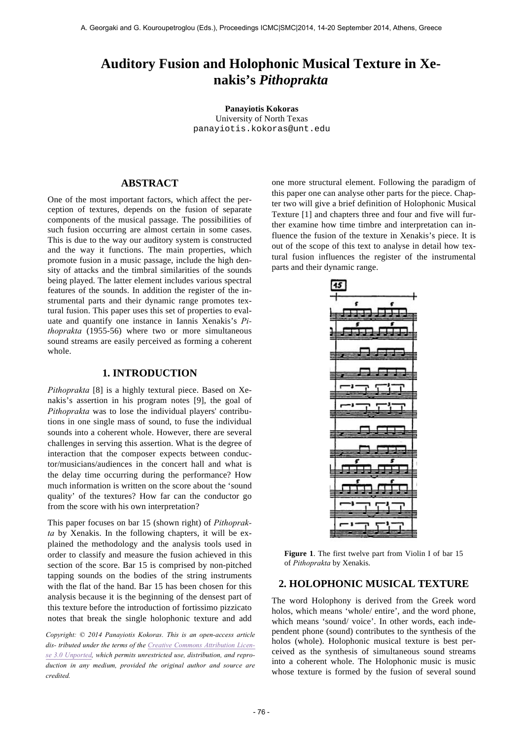# Auditory Fusion and Holophonic Musical Texture in Xenakis's *Pithoprakta*

**Panayiotis Kokoras**
University of North Texas
panayiotis.kokoras@unt.edu

## ABSTRACT

One of the most important factors, which affect the perception of textures, depends on the fusion of separate components of the musical passage. The possibilities of such fusion occurring are almost certain in some cases. This is due to the way our auditory system is constructed and the way it functions. The main properties, which promote fusion in a music passage, include the high density of attacks and the timbral similarities of the sounds being played. The latter element includes various spectral features of the sounds. In addition the register of the instrumental parts and their dynamic range promotes textural fusion. This paper uses this set of properties to evaluate and quantify one instance in Iannis Xenakis's *Pithoprakta* (1955-56) where two or more simultaneous sound streams are easily perceived as forming a coherent whole.

## 1. INTRODUCTION

*Pithoprakta* [8] is a highly textural piece. Based on Xenakis's assertion in his program notes [9], the goal of *Pithoprakta* was to lose the individual players' contributions in one single mass of sound, to fuse the individual sounds into a coherent whole. However, there are several challenges in serving this assertion. What is the degree of interaction that the composer expects between conductor/musicians/audiences in the concert hall and what is the delay time occurring during the performance? How much information is written on the score about the 'sound quality' of the textures? How far can the conductor go from the score with his own interpretation?

This paper focuses on bar 15 (shown right) of *Pithoprakta* by Xenakis. In the following chapters, it will be explained the methodology and the analysis tools used in order to classify and measure the fusion achieved in this section of the score. Bar 15 is comprised by non-pitched tapping sounds on the bodies of the string instruments with the flat of the hand. Bar 15 has been chosen for this analysis because it is the beginning of the densest part of this texture before the introduction of fortissimo pizzicato notes that break the single holophonic texture and add one more structural element. Following the paradigm of this paper one can analyse other parts for the piece. Chapter two will give a brief definition of Holophonic Musical Texture [1] and chapters three and four and five will further examine how time timbre and interpretation can influence the fusion of the texture in Xenakis's piece. It is out of the scope of this text to analyse in detail how textural fusion influences the register of the instrumental parts and their dynamic range.

*Copyright: © 2014 Panayiotis Kokoras. This is an open-access article dis- tributed under the terms of the Creative Commons Attribution License 3.0 Unported, which permits unrestricted use, distribution, and reproduction in any medium, provided the original author and source are credited.*

**Figure 1**. The first twelve part from Violin I of bar 15 of *Pithoprakta* by Xenakis.

## 2. HOLOPHONIC MUSICAL TEXTURE

The word Holophony is derived from the Greek word holos, which means 'whole/ entire', and the word phone, which means 'sound/ voice'. In other words, each independent phone (sound) contributes to the synthesis of the holos (whole). Holophonic musical texture is best perceived as the synthesis of simultaneous sound streams into a coherent whole. The Holophonic music is music whose texture is formed by the fusion of several sound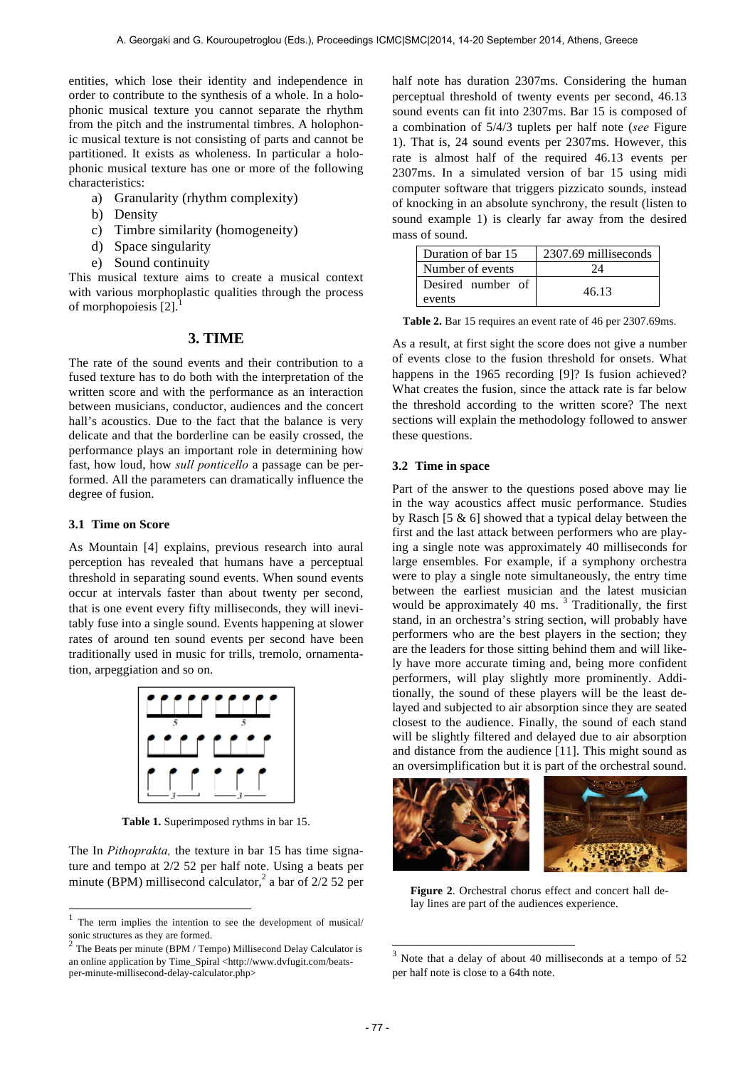entities, which lose their identity and independence in order to contribute to the synthesis of a whole. In a holophonic musical texture you cannot separate the rhythm from the pitch and the instrumental timbres. A holophonic musical texture is not consisting of parts and cannot be partitioned. It exists as wholeness. In particular a holophonic musical texture has one or more of the following characteristics:

a) Granularity (rhythm complexity)
b) Density
c) Timbre similarity (homogeneity)
d) Space singularity
e) Sound continuity

This musical texture aims to create a musical context with various morphoplastic qualities through the process of morphopoiesis [2].[1]

## 3. TIME

The rate of the sound events and their contribution to a fused texture has to do both with the interpretation of the written score and with the performance as an interaction between musicians, conductor, audiences and the concert hall's acoustics. Due to the fact that the balance is very delicate and that the borderline can be easily crossed, the performance plays an important role in determining how fast, how loud, how *sull ponticello* a passage can be performed. All the parameters can dramatically influence the degree of fusion.

### 3.1 Time on Score

As Mountain [4] explains, previous research into aural perception has revealed that humans have a perceptual threshold in separating sound events. When sound events occur at intervals faster than about twenty per second, that is one event every fifty milliseconds, they will inevitably fuse into a single sound. Events happening at slower rates of around ten sound events per second have been traditionally used in music for trills, tremolo, ornamentation, arpeggiation and so on.

**Table 1.** Superimposed rythms in bar 15.

The In *Pithoprakta,* the texture in bar 15 has time signature and tempo at 2/2 52 per half note. Using a beats per minute (BPM) millisecond calculator,[2] a bar of 2/2 52 per half note has duration 2307ms. Considering the human perceptual threshold of twenty events per second, 46.13 sound events can fit into 2307ms. Bar 15 is composed of a combination of 5/4/3 tuplets per half note (*see* Figure 1). That is, 24 sound events per 2307ms. However, this rate is almost half of the required 46.13 events per 2307ms. In a simulated version of bar 15 using midi computer software that triggers pizzicato sounds, instead of knocking in an absolute synchrony, the result (listen to sound example 1) is clearly far away from the desired mass of sound.

| Duration of bar 15 | 2307.69 milliseconds |
|---|---|
| Number of events | 24 |
| Desired number of events | 46.13 |

**Table 2.** Bar 15 requires an event rate of 46 per 2307.69ms.

As a result, at first sight the score does not give a number of events close to the fusion threshold for onsets. What happens in the 1965 recording [9]? Is fusion achieved? What creates the fusion, since the attack rate is far below the threshold according to the written score? The next sections will explain the methodology followed to answer these questions.

### 3.2 Time in space

Part of the answer to the questions posed above may lie in the way acoustics affect music performance. Studies by Rasch [5 & 6] showed that a typical delay between the first and the last attack between performers who are playing a single note was approximately 40 milliseconds for large ensembles. For example, if a symphony orchestra were to play a single note simultaneously, the entry time between the earliest musician and the latest musician would be approximately 40 ms. [3] Traditionally, the first stand, in an orchestra's string section, will probably have performers who are the best players in the section; they are the leaders for those sitting behind them and will likely have more accurate timing and, being more confident performers, will play slightly more prominently. Additionally, the sound of these players will be the least delayed and subjected to air absorption since they are seated closest to the audience. Finally, the sound of each stand will be slightly filtered and delayed due to air absorption and distance from the audience [11]. This might sound as an oversimplification but it is part of the orchestral sound.

**Figure 2**. Orchestral chorus effect and concert hall delay lines are part of the audiences experience.

---

[1] The term implies the intention to see the development of musical/ sonic structures as they are formed.

[2] The Beats per minute (BPM / Tempo) Millisecond Delay Calculator is an online application by Time_Spiral <http://www.dvfugit.com/beats-per-minute-millisecond-delay-calculator.php>

[3] Note that a delay of about 40 milliseconds at a tempo of 52 per half note is close to a 64th note.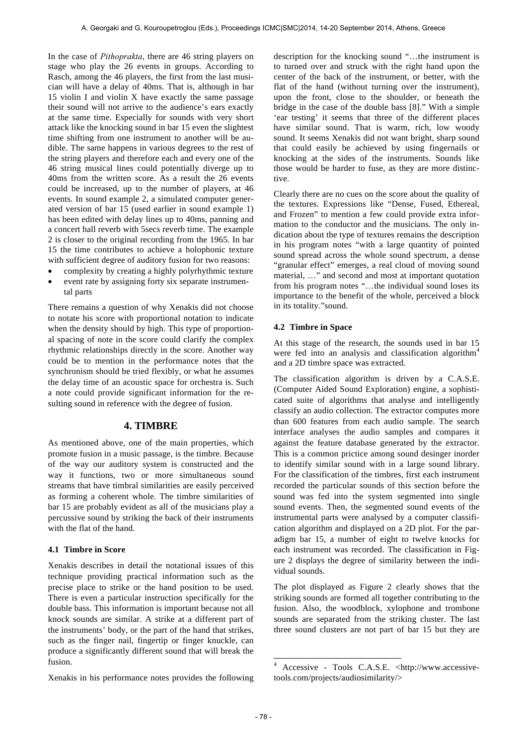In the case of *Pithoprakta*, there are 46 string players on stage who play the 26 events in groups. According to Rasch, among the 46 players, the first from the last musician will have a delay of 40ms. That is, although in bar 15 violin I and violin X have exactly the same passage their sound will not arrive to the audience's ears exactly at the same time. Especially for sounds with very short attack like the knocking sound in bar 15 even the slightest time shifting from one instrument to another will be audible. The same happens in various degrees to the rest of the string players and therefore each and every one of the 46 string musical lines could potentially diverge up to 40ms from the written score. As a result the 26 events could be increased, up to the number of players, at 46 events. In sound example 2, a simulated computer generated version of bar 15 (used earlier in sound example 1) has been edited with delay lines up to 40ms, panning and a concert hall reverb with 5secs reverb time. The example 2 is closer to the original recording from the 1965. In bar 15 the time contributes to achieve a holophonic texture with sufficient degree of auditory fusion for two reasons:

- complexity by creating a highly polyrhythmic texture
- event rate by assigning forty six separate instrumental parts

There remains a question of why Xenakis did not choose to notate his score with proportional notation to indicate when the density should by high. This type of proportional spacing of note in the score could clarify the complex rhythmic relationships directly in the score. Another way could be to mention in the performance notes that the synchronism should be tried flexibly, or what he assumes the delay time of an acoustic space for orchestra is. Such a note could provide significant information for the resulting sound in reference with the degree of fusion.

## 4. TIMBRE

As mentioned above, one of the main properties, which promote fusion in a music passage, is the timbre. Because of the way our auditory system is constructed and the way it functions, two or more simultaneous sound streams that have timbral similarities are easily perceived as forming a coherent whole. The timbre similarities of bar 15 are probably evident as all of the musicians play a percussive sound by striking the back of their instruments with the flat of the hand.

### 4.1 Timbre in Score

Xenakis describes in detail the notational issues of this technique providing practical information such as the precise place to strike or the hand position to be used. There is even a particular instruction specifically for the double bass. This information is important because not all knock sounds are similar. A strike at a different part of the instruments' body, or the part of the hand that strikes, such as the finger nail, fingertip or finger knuckle, can produce a significantly different sound that will break the fusion.

Xenakis in his performance notes provides the following description for the knocking sound "…the instrument is to turned over and struck with the right hand upon the center of the back of the instrument, or better, with the flat of the hand (without turning over the instrument), upon the front, close to the shoulder, or beneath the bridge in the case of the double bass [8]." With a simple 'ear testing' it seems that three of the different places have similar sound. That is warm, rich, low woody sound. It seems Xenakis did not want bright, sharp sound that could easily be achieved by using fingernails or knocking at the sides of the instruments. Sounds like those would be harder to fuse, as they are more distinctive.

Clearly there are no cues on the score about the quality of the textures. Expressions like "Dense, Fused, Ethereal, and Frozen" to mention a few could provide extra information to the conductor and the musicians. The only indication about the type of textures remains the description in his program notes "with a large quantity of pointed sound spread across the whole sound spectrum, a dense "granular effect" emerges, a real cloud of moving sound material, …" and second and most at important quotation from his program notes "…the individual sound loses its importance to the benefit of the whole, perceived a block in its totality."sound.

### 4.2 Timbre in Space

At this stage of the research, the sounds used in bar 15 were fed into an analysis and classification algorithm[4] and a 2D timbre space was extracted.

The classification algorithm is driven by a C.A.S.E. (Computer Aided Sound Exploration) engine, a sophisticated suite of algorithms that analyse and intelligently classify an audio collection. The extractor computes more than 600 features from each audio sample. The search interface analyses the audio samples and compares it against the feature database generated by the extractor. This is a common prictice among sound desinger inorder to identify similar sound with in a large sound library. For the classification of the timbres, first each instrument recorded the particular sounds of this section before the sound was fed into the system segmented into single sound events. Then, the segmented sound events of the instrumental parts were analysed by a computer classification algorithm and displayed on a 2D plot. For the paradigm bar 15, a number of eight to twelve knocks for each instrument was recorded. The classification in Figure 2 displays the degree of similarity between the individual sounds.

The plot displayed as Figure 2 clearly shows that the striking sounds are formed all together contributing to the fusion. Also, the woodblock, xylophone and trombone sounds are separated from the striking cluster. The last three sound clusters are not part of bar 15 but they are

[4] Accessive - Tools C.A.S.E. <http://www.accessive-tools.com/projects/audiosimilarity/>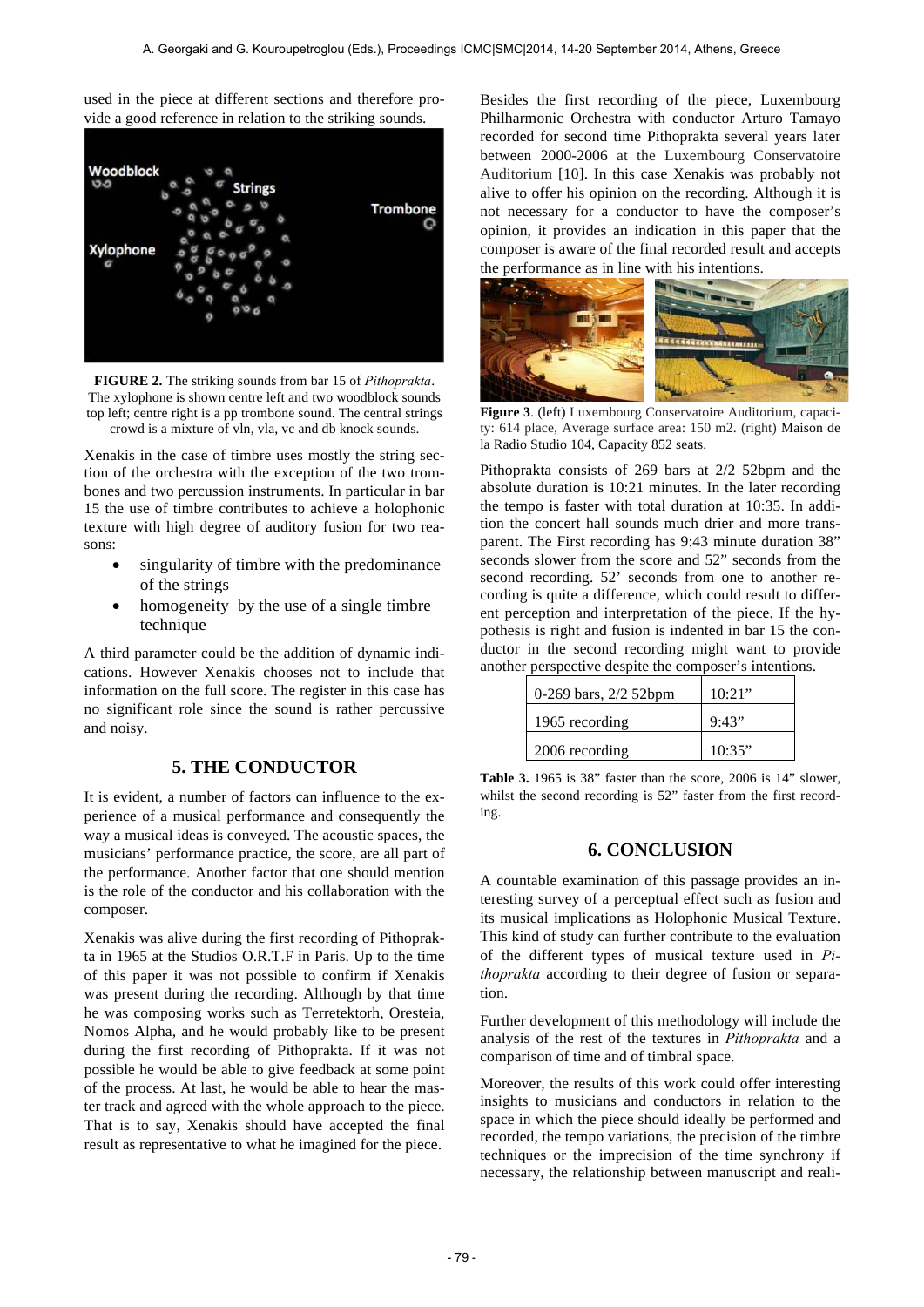used in the piece at different sections and therefore provide a good reference in relation to the striking sounds.

**FIGURE 2.** The striking sounds from bar 15 of *Pithoprakta*. The xylophone is shown centre left and two woodblock sounds top left; centre right is a pp trombone sound. The central strings crowd is a mixture of vln, vla, vc and db knock sounds.

Xenakis in the case of timbre uses mostly the string section of the orchestra with the exception of the two trombones and two percussion instruments. In particular in bar 15 the use of timbre contributes to achieve a holophonic texture with high degree of auditory fusion for two reasons:

- singularity of timbre with the predominance of the strings
- homogeneity by the use of a single timbre technique

A third parameter could be the addition of dynamic indications. However Xenakis chooses not to include that information on the full score. The register in this case has no significant role since the sound is rather percussive and noisy.

## 5. THE CONDUCTOR

It is evident, a number of factors can influence to the experience of a musical performance and consequently the way a musical ideas is conveyed. The acoustic spaces, the musicians' performance practice, the score, are all part of the performance. Another factor that one should mention is the role of the conductor and his collaboration with the composer.

Xenakis was alive during the first recording of Pithoprakta in 1965 at the Studios O.R.T.F in Paris. Up to the time of this paper it was not possible to confirm if Xenakis was present during the recording. Although by that time he was composing works such as Terretektorh, Oresteia, Nomos Alpha, and he would probably like to be present during the first recording of Pithoprakta. If it was not possible he would be able to give feedback at some point of the process. At last, he would be able to hear the master track and agreed with the whole approach to the piece. That is to say, Xenakis should have accepted the final result as representative to what he imagined for the piece.

Besides the first recording of the piece, Luxembourg Philharmonic Orchestra with conductor Arturo Tamayo recorded for second time Pithoprakta several years later between 2000-2006 at the Luxembourg Conservatoire Auditorium [10]. In this case Xenakis was probably not alive to offer his opinion on the recording. Although it is not necessary for a conductor to have the composer's opinion, it provides an indication in this paper that the composer is aware of the final recorded result and accepts the performance as in line with his intentions.

**Figure 3**. (left) Luxembourg Conservatoire Auditorium, capacity: 614 place, Average surface area: 150 m2. (right) Maison de la Radio Studio 104, Capacity 852 seats.

Pithoprakta consists of 269 bars at 2/2 52bpm and the absolute duration is 10:21 minutes. In the later recording the tempo is faster with total duration at 10:35. In addition the concert hall sounds much drier and more transparent. The First recording has 9:43 minute duration 38" seconds slower from the score and 52" seconds from the second recording. 52' seconds from one to another recording is quite a difference, which could result to different perception and interpretation of the piece. If the hypothesis is right and fusion is indented in bar 15 the conductor in the second recording might want to provide another perspective despite the composer's intentions.

| 0-269 bars, 2/2 52bpm | 10:21" |
|---|---|
| 1965 recording | 9:43" |
| 2006 recording | 10:35" |

**Table 3.** 1965 is 38" faster than the score, 2006 is 14" slower, whilst the second recording is 52" faster from the first recording.

## 6. CONCLUSION

A countable examination of this passage provides an interesting survey of a perceptual effect such as fusion and its musical implications as Holophonic Musical Texture. This kind of study can further contribute to the evaluation of the different types of musical texture used in *Pithoprakta* according to their degree of fusion or separation.

Further development of this methodology will include the analysis of the rest of the textures in *Pithoprakta* and a comparison of time and of timbral space.

Moreover, the results of this work could offer interesting insights to musicians and conductors in relation to the space in which the piece should ideally be performed and recorded, the tempo variations, the precision of the timbre techniques or the imprecision of the time synchrony if necessary, the relationship between manuscript and reali-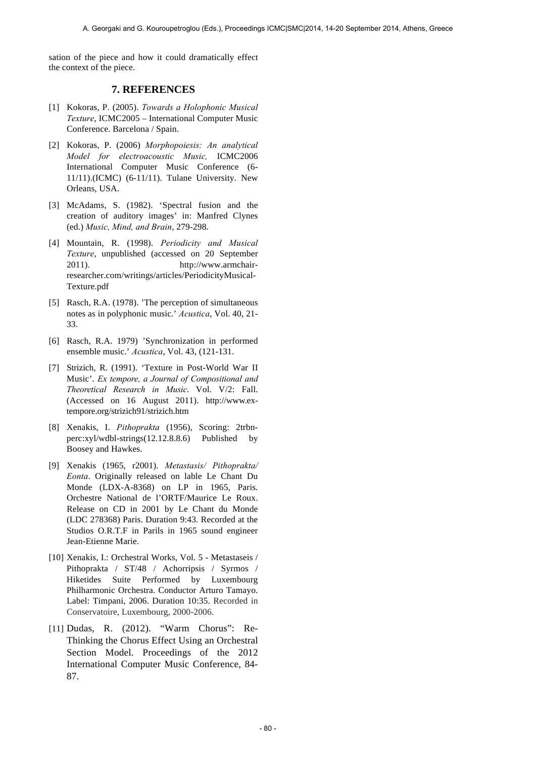sation of the piece and how it could dramatically effect the context of the piece.

## 7. REFERENCES

[1] Kokoras, P. (2005). *Towards a Holophonic Musical Texture*, ICMC2005 – International Computer Music Conference. Barcelona / Spain.

[2] Kokoras, P. (2006) *Morphopoiesis: An analytical Model for electroacoustic Music,* ICMC2006 International Computer Music Conference (6-11/11).(ICMC) (6-11/11). Tulane University. New Orleans, USA.

[3] McAdams, S. (1982). 'Spectral fusion and the creation of auditory images' in: Manfred Clynes (ed.) *Music, Mind, and Brain*, 279-298.

[4] Mountain, R. (1998). *Periodicity and Musical Texture*, unpublished (accessed on 20 September 2011). http://www.armchair-researcher.com/writings/articles/PeriodicityMusical-Texture.pdf

[5] Rasch, R.A. (1978). 'The perception of simultaneous notes as in polyphonic music.' *Acustica*, Vol. 40, 21-33.

[6] Rasch, R.A. 1979) 'Synchronization in performed ensemble music.' *Acustica*, Vol. 43, (121-131.

[7] Strizich, R. (1991). 'Texture in Post-World War II Music'. *Ex tempore, a Journal of Compositional and Theoretical Research in Music*. Vol. V/2: Fall. (Accessed on 16 August 2011). http://www.ex-tempore.org/strizich91/strizich.htm

[8] Xenakis, I. *Pithoprakta* (1956), Scoring: 2trbn-perc:xyl/wdbl-strings(12.12.8.8.6) Published by Boosey and Hawkes.

[9] Xenakis (1965, r2001). *Metastasis/ Pithoprakta/ Eonta*. Originally released on lable Le Chant Du Monde (LDX-A-8368) on LP in 1965, Paris. Orchestre National de l'ORTF/Maurice Le Roux. Release on CD in 2001 by Le Chant du Monde (LDC 278368) Paris. Duration 9:43. Recorded at the Studios O.R.T.F in Parils in 1965 sound engineer Jean-Etienne Marie.

[10] Xenakis, I.: Orchestral Works, Vol. 5 - Metastaseis / Pithoprakta / ST/48 / Achorripsis / Syrmos / Hiketides Suite Performed by Luxembourg Philharmonic Orchestra. Conductor Arturo Tamayo. Label: Timpani, 2006. Duration 10:35. Recorded in Conservatoire, Luxembourg, 2000-2006.

[11] Dudas, R. (2012). "Warm Chorus": Re-Thinking the Chorus Effect Using an Orchestral Section Model. Proceedings of the 2012 International Computer Music Conference, 84-87.